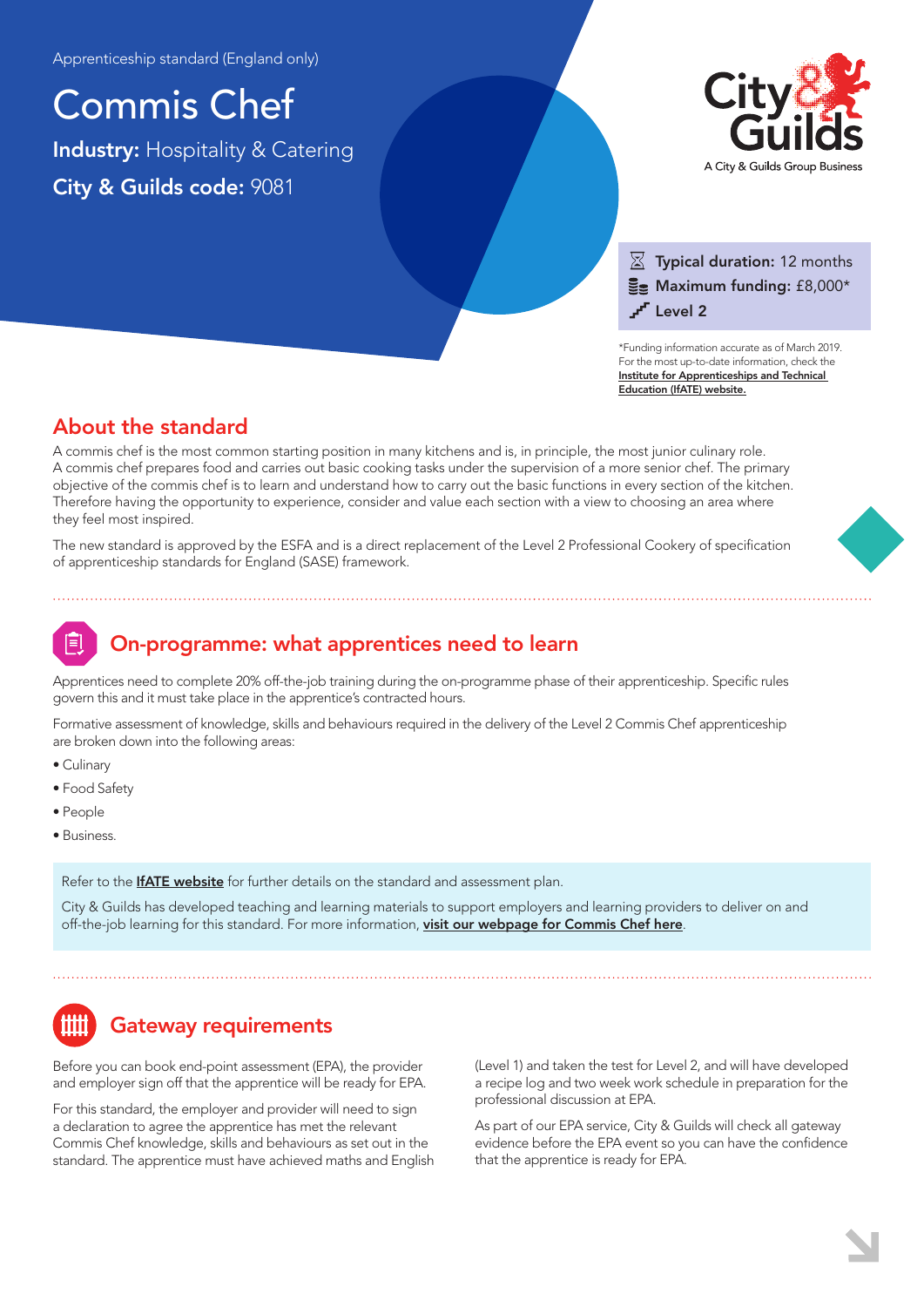Apprenticeship standard (England only)

# Commis Chef

**Industry:** Hospitality & Catering

**City & Guilds code:** 9081

City & Guilds
A City & Guilds Group Business

**Typical duration:** 12 months
**Maximum funding:** £8,000*
**Level 2**

*Funding information accurate as of March 2019. For the most up-to-date information, check the **Institute for Apprenticeships and Technical Education (IfATE) website.**

## About the standard

A commis chef is the most common starting position in many kitchens and is, in principle, the most junior culinary role. A commis chef prepares food and carries out basic cooking tasks under the supervision of a more senior chef. The primary objective of the commis chef is to learn and understand how to carry out the basic functions in every section of the kitchen. Therefore having the opportunity to experience, consider and value each section with a view to choosing an area where they feel most inspired.

The new standard is approved by the ESFA and is a direct replacement of the Level 2 Professional Cookery of specification of apprenticeship standards for England (SASE) framework.

## On-programme: what apprentices need to learn

Apprentices need to complete 20% off-the-job training during the on-programme phase of their apprenticeship. Specific rules govern this and it must take place in the apprentice's contracted hours.

Formative assessment of knowledge, skills and behaviours required in the delivery of the Level 2 Commis Chef apprenticeship are broken down into the following areas:

- Culinary
- Food Safety
- People
- Business.

Refer to the **IfATE website** for further details on the standard and assessment plan.

City & Guilds has developed teaching and learning materials to support employers and learning providers to deliver on and off-the-job learning for this standard. For more information, **visit our webpage for Commis Chef here**.

## Gateway requirements

Before you can book end-point assessment (EPA), the provider and employer sign off that the apprentice will be ready for EPA.

For this standard, the employer and provider will need to sign a declaration to agree the apprentice has met the relevant Commis Chef knowledge, skills and behaviours as set out in the standard. The apprentice must have achieved maths and English (Level 1) and taken the test for Level 2, and will have developed a recipe log and two week work schedule in preparation for the professional discussion at EPA.

As part of our EPA service, City & Guilds will check all gateway evidence before the EPA event so you can have the confidence that the apprentice is ready for EPA.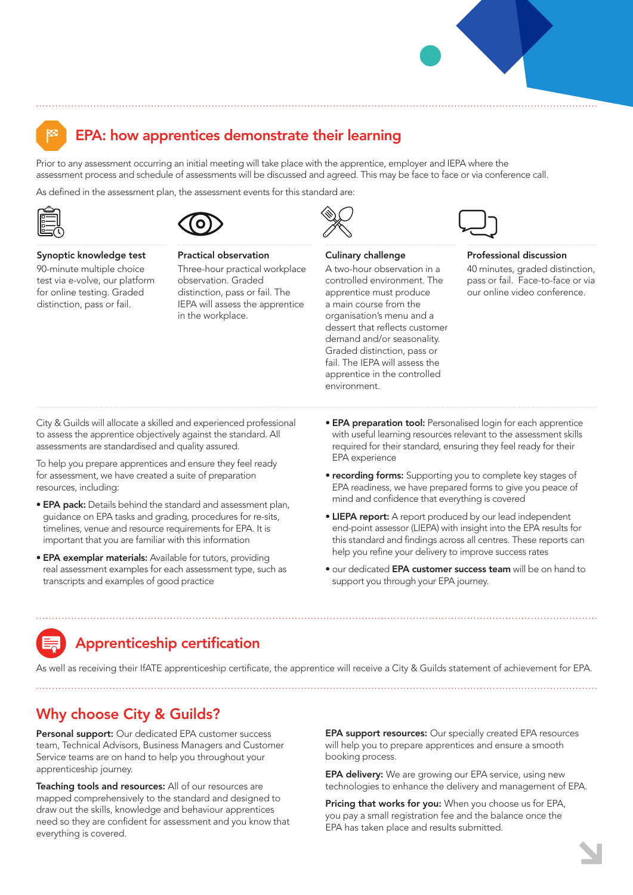## EPA: how apprentices demonstrate their learning

Prior to any assessment occurring an initial meeting will take place with the apprentice, employer and IEPA where the assessment process and schedule of assessments will be discussed and agreed. This may be face to face or via conference call.

As defined in the assessment plan, the assessment events for this standard are:

**Synoptic knowledge test**
90-minute multiple choice test via e-volve, our platform for online testing. Graded distinction, pass or fail.

**Practical observation**
Three-hour practical workplace observation. Graded distinction, pass or fail. The IEPA will assess the apprentice in the workplace.

**Culinary challenge**
A two-hour observation in a controlled environment. The apprentice must produce a main course from the organisation's menu and a dessert that reflects customer demand and/or seasonality. Graded distinction, pass or fail. The IEPA will assess the apprentice in the controlled environment.

**Professional discussion**
40 minutes, graded distinction, pass or fail. Face-to-face or via our online video conference.

City & Guilds will allocate a skilled and experienced professional to assess the apprentice objectively against the standard. All assessments are standardised and quality assured.

To help you prepare apprentices and ensure they feel ready for assessment, we have created a suite of preparation resources, including:

- **EPA pack:** Details behind the standard and assessment plan, guidance on EPA tasks and grading, procedures for re-sits, timelines, venue and resource requirements for EPA. It is important that you are familiar with this information
- **EPA exemplar materials:** Available for tutors, providing real assessment examples for each assessment type, such as transcripts and examples of good practice
- **EPA preparation tool:** Personalised login for each apprentice with useful learning resources relevant to the assessment skills required for their standard, ensuring they feel ready for their EPA experience
- **recording forms:** Supporting you to complete key stages of EPA readiness, we have prepared forms to give you peace of mind and confidence that everything is covered
- **LIEPA report:** A report produced by our lead independent end-point assessor (LIEPA) with insight into the EPA results for this standard and findings across all centres. These reports can help you refine your delivery to improve success rates
- our dedicated **EPA customer success team** will be on hand to support you through your EPA journey.

## Apprenticeship certification

As well as receiving their IfATE apprenticeship certificate, the apprentice will receive a City & Guilds statement of achievement for EPA.

## Why choose City & Guilds?

**Personal support:** Our dedicated EPA customer success team, Technical Advisors, Business Managers and Customer Service teams are on hand to help you throughout your apprenticeship journey.

**Teaching tools and resources:** All of our resources are mapped comprehensively to the standard and designed to draw out the skills, knowledge and behaviour apprentices need so they are confident for assessment and you know that everything is covered.

**EPA support resources:** Our specially created EPA resources will help you to prepare apprentices and ensure a smooth booking process.

**EPA delivery:** We are growing our EPA service, using new technologies to enhance the delivery and management of EPA.

**Pricing that works for you:** When you choose us for EPA, you pay a small registration fee and the balance once the EPA has taken place and results submitted.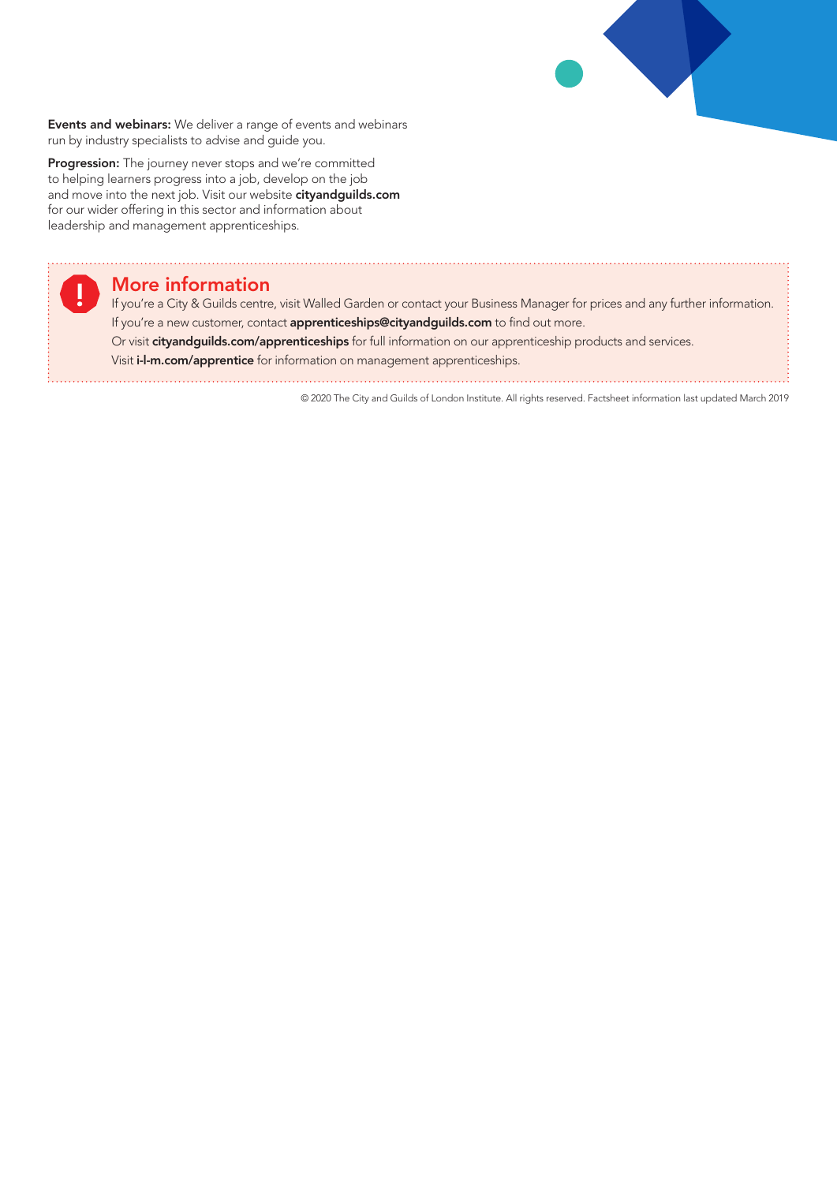**Events and webinars:** We deliver a range of events and webinars run by industry specialists to advise and guide you.

**Progression:** The journey never stops and we're committed to helping learners progress into a job, develop on the job and move into the next job. Visit our website **cityandguilds.com** for our wider offering in this sector and information about leadership and management apprenticeships.

## More information

If you're a City & Guilds centre, visit Walled Garden or contact your Business Manager for prices and any further information.

If you're a new customer, contact **apprenticeships@cityandguilds.com** to find out more.

Or visit **cityandguilds.com/apprenticeships** for full information on our apprenticeship products and services.

Visit **i-l-m.com/apprentice** for information on management apprenticeships.

© 2020 The City and Guilds of London Institute. All rights reserved. Factsheet information last updated March 2019